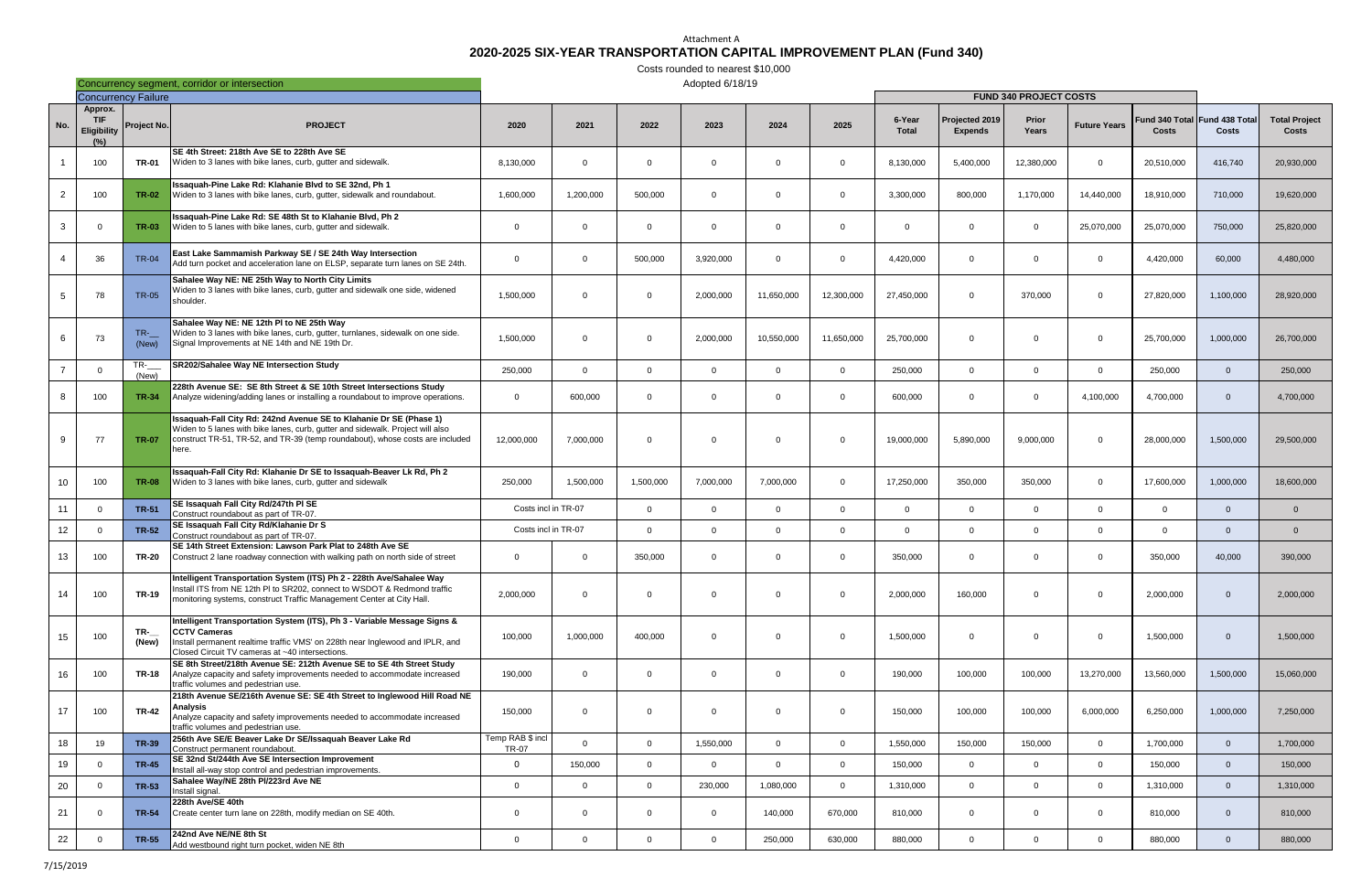Attachment A

# 2020-2025 SIX-YEAR TRANSPORTATION CAPITAL IMPROVEMENT PLAN (Fund 340)

Costs rounded to nearest $10,000

Adopted 6/18/19

Concurrency segment, corridor or intersection

Concurrency Failure

| No. | Approx. TIF Eligibility (%) | Project No. | PROJECT | 2020 | 2021 | 2022 | 2023 | 2024 | 2025 | 6-Year Total | Projected 2019 Expends | Prior Years | Future Years | Fund 340 Total Costs | Fund 438 Total Costs | Total Project Costs |
|---|---|---|---|---|---|---|---|---|---|---|---|---|---|---|---|---|
| | | | | | | | | | | FUND 340 PROJECT COSTS | | | | | | |
| 1 | 100 | TR-01 | **SE 4th Street: 218th Ave SE to 228th Ave SE** Widen to 3 lanes with bike lanes, curb, gutter and sidewalk. | 8,130,000 | 0 | 0 | 0 | 0 | 0 | 8,130,000 | 5,400,000 | 12,380,000 | 0 | 20,510,000 | 416,740 | 20,930,000 |
| 2 | 100 | TR-02 | **Issaquah-Pine Lake Rd: Klahanie Blvd to SE 32nd, Ph 1** Widen to 3 lanes with bike lanes, curb, gutter, sidewalk and roundabout. | 1,600,000 | 1,200,000 | 500,000 | 0 | 0 | 0 | 3,300,000 | 800,000 | 1,170,000 | 14,440,000 | 18,910,000 | 710,000 | 19,620,000 |
| 3 | 0 | TR-03 | **Issaquah-Pine Lake Rd: SE 48th St to Klahanie Blvd, Ph 2** Widen to 5 lanes with bike lanes, curb, gutter and sidewalk. | 0 | 0 | 0 | 0 | 0 | 0 | 0 | 0 | 0 | 25,070,000 | 25,070,000 | 750,000 | 25,820,000 |
| 4 | 36 | TR-04 | **East Lake Sammamish Parkway SE / SE 24th Way Intersection** Add turn pocket and acceleration lane on ELSP, separate turn lanes on SE 24th. | 0 | 0 | 500,000 | 3,920,000 | 0 | 0 | 4,420,000 | 0 | 0 | 0 | 4,420,000 | 60,000 | 4,480,000 |
| 5 | 78 | TR-05 | **Sahalee Way NE: NE 25th Way to North City Limits** Widen to 3 lanes with bike lanes, curb, gutter and sidewalk one side, widened shoulder. | 1,500,000 | 0 | 0 | 2,000,000 | 11,650,000 | 12,300,000 | 27,450,000 | 0 | 370,000 | 0 | 27,820,000 | 1,100,000 | 28,920,000 |
| 6 | 73 | TR-__ (New) | **Sahalee Way NE: NE 12th Pl to NE 25th Way** Widen to 3 lanes with bike lanes, curb, gutter, turnlanes, sidewalk on one side. Signal Improvements at NE 14th and NE 19th Dr. | 1,500,000 | 0 | 0 | 2,000,000 | 10,550,000 | 11,650,000 | 25,700,000 | 0 | 0 | 0 | 25,700,000 | 1,000,000 | 26,700,000 |
| 7 | 0 | TR-___ (New) | **SR202/Sahalee Way NE Intersection Study** | 250,000 | 0 | 0 | 0 | 0 | 0 | 250,000 | 0 | 0 | 0 | 250,000 | 0 | 250,000 |
| 8 | 100 | TR-34 | **228th Avenue SE: SE 8th Street & SE 10th Street Intersections Study** Analyze widening/adding lanes or installing a roundabout to improve operations. | 0 | 600,000 | 0 | 0 | 0 | 0 | 600,000 | 0 | 0 | 4,100,000 | 4,700,000 | 0 | 4,700,000 |
| 9 | 77 | TR-07 | **Issaquah-Fall City Rd: 242nd Avenue SE to Klahanie Dr SE (Phase 1)** Widen to 5 lanes with bike lanes, curb, gutter and sidewalk. Project will also construct TR-51, TR-52, and TR-39 (temp roundabout), whose costs are included here. | 12,000,000 | 7,000,000 | 0 | 0 | 0 | 0 | 19,000,000 | 5,890,000 | 9,000,000 | 0 | 28,000,000 | 1,500,000 | 29,500,000 |
| 10 | 100 | TR-08 | **Issaquah-Fall City Rd: Klahanie Dr SE to Issaquah-Beaver Lk Rd, Ph 2** Widen to 3 lanes with bike lanes, curb, gutter and sidewalk | 250,000 | 1,500,000 | 1,500,000 | 7,000,000 | 7,000,000 | 0 | 17,250,000 | 350,000 | 350,000 | 0 | 17,600,000 | 1,000,000 | 18,600,000 |
| 11 | 0 | TR-51 | **SE Issaquah Fall City Rd/247th Pl SE** Construct roundabout as part of TR-07. | Costs incl in TR-07 | | 0 | 0 | 0 | 0 | 0 | 0 | 0 | 0 | 0 | 0 | 0 |
| 12 | 0 | TR-52 | **SE Issaquah Fall City Rd/Klahanie Dr S** Construct roundabout as part of TR-07. | Costs incl in TR-07 | | 0 | 0 | 0 | 0 | 0 | 0 | 0 | 0 | 0 | 0 | 0 |
| 13 | 100 | TR-20 | **SE 14th Street Extension: Lawson Park Plat to 248th Ave SE** Construct 2 lane roadway connection with walking path on north side of street | 0 | 0 | 350,000 | 0 | 0 | 0 | 350,000 | 0 | 0 | 0 | 350,000 | 40,000 | 390,000 |
| 14 | 100 | TR-19 | **Intelligent Transportation System (ITS) Ph 2 - 228th Ave/Sahalee Way** Install ITS from NE 12th Pl to SR202, connect to WSDOT & Redmond traffic monitoring systems, construct Traffic Management Center at City Hall. | 2,000,000 | 0 | 0 | 0 | 0 | 0 | 2,000,000 | 160,000 | 0 | 0 | 2,000,000 | 0 | 2,000,000 |
| 15 | 100 | TR-__ (New) | **Intelligent Transportation System (ITS), Ph 3 - Variable Message Signs & CCTV Cameras** Install permanent realtime traffic VMS' on 228th near Inglewood and IPLR, and Closed Circuit TV cameras at ~40 intersections. | 100,000 | 1,000,000 | 400,000 | 0 | 0 | 0 | 1,500,000 | 0 | 0 | 0 | 1,500,000 | 0 | 1,500,000 |
| 16 | 100 | TR-18 | **SE 8th Street/218th Avenue SE: 212th Avenue SE to SE 4th Street Study** Analyze capacity and safety improvements needed to accommodate increased traffic volumes and pedestrian use. | 190,000 | 0 | 0 | 0 | 0 | 0 | 190,000 | 100,000 | 100,000 | 13,270,000 | 13,560,000 | 1,500,000 | 15,060,000 |
| 17 | 100 | TR-42 | **218th Avenue SE/216th Avenue SE: SE 4th Street to Inglewood Hill Road NE Analysis** Analyze capacity and safety improvements needed to accommodate increased traffic volumes and pedestrian use. | 150,000 | 0 | 0 | 0 | 0 | 0 | 150,000 | 100,000 | 100,000 | 6,000,000 | 6,250,000 | 1,000,000 | 7,250,000 |
| 18 | 19 | TR-39 | **256th Ave SE/E Beaver Lake Dr SE/Issaquah Beaver Lake Rd** Construct permanent roundabout. | Temp RAB $ incl TR-07 | 0 | 0 | 1,550,000 | 0 | 0 | 1,550,000 | 150,000 | 150,000 | 0 | 1,700,000 | 0 | 1,700,000 |
| 19 | 0 | TR-45 | **SE 32nd St/244th Ave SE Intersection Improvement** Install all-way stop control and pedestrian improvements. | 0 | 150,000 | 0 | 0 | 0 | 0 | 150,000 | 0 | 0 | 0 | 150,000 | 0 | 150,000 |
| 20 | 0 | TR-53 | **Sahalee Way/NE 28th Pl/223rd Ave NE** Install signal. | 0 | 0 | 0 | 230,000 | 1,080,000 | 0 | 1,310,000 | 0 | 0 | 0 | 1,310,000 | 0 | 1,310,000 |
| 21 | 0 | TR-54 | **228th Ave/SE 40th** Create center turn lane on 228th, modify median on SE 40th. | 0 | 0 | 0 | 0 | 140,000 | 670,000 | 810,000 | 0 | 0 | 0 | 810,000 | 0 | 810,000 |
| 22 | 0 | TR-55 | **242nd Ave NE/NE 8th St** Add westbound right turn pocket, widen NE 8th | 0 | 0 | 0 | 0 | 250,000 | 630,000 | 880,000 | 0 | 0 | 0 | 880,000 | 0 | 880,000 |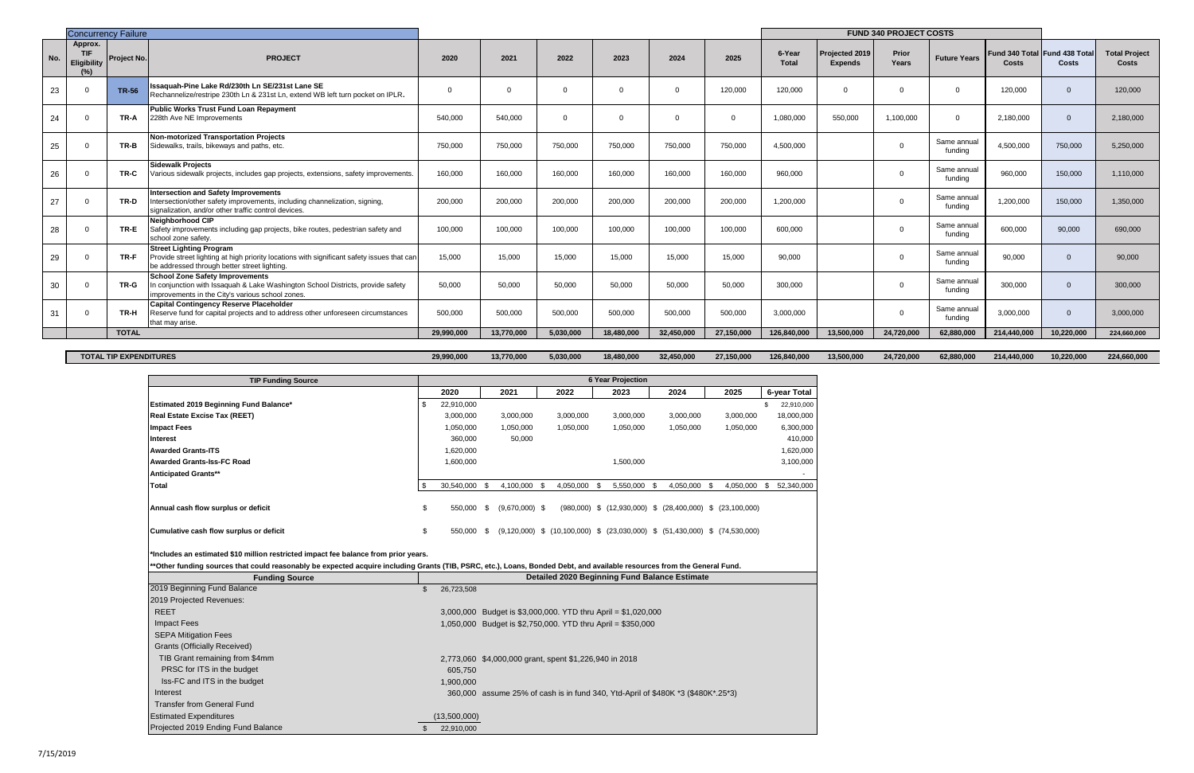| Concurrency Failure | | | | | | | | | | | FUND 340 PROJECT COSTS | | | | | | |
|---|---|---|---|---|---|---|---|---|---|---|---|---|---|---|---|---|---|
| No. | Approx. TIF Eligibility (%) | Project No. | PROJECT | 2020 | 2021 | 2022 | 2023 | 2024 | 2025 | 6-Year Total | Projected 2019 Expends | Prior Years | Future Years | Fund 340 Total Costs | Fund 438 Total Costs | Total Project Costs |
| 23 | 0 | TR-56 | **Issaquah-Pine Lake Rd/230th Ln SE/231st Lane SE** Rechannelize/restripe 230th Ln & 231st Ln, extend WB left turn pocket on IPLR. | 0 | 0 | 0 | 0 | 0 | 120,000 | 120,000 | 0 | 0 | 0 | 120,000 | 0 | 120,000 |
| 24 | 0 | TR-A | **Public Works Trust Fund Loan Repayment** 228th Ave NE Improvements | 540,000 | 540,000 | 0 | 0 | 0 | 0 | 1,080,000 | 550,000 | 1,100,000 | 0 | 2,180,000 | 0 | 2,180,000 |
| 25 | 0 | TR-B | **Non-motorized Transportation Projects** Sidewalks, trails, bikeways and paths, etc. | 750,000 | 750,000 | 750,000 | 750,000 | 750,000 | 750,000 | 4,500,000 | | 0 | Same annual funding | 4,500,000 | 750,000 | 5,250,000 |
| 26 | 0 | TR-C | **Sidewalk Projects** Various sidewalk projects, includes gap projects, extensions, safety improvements. | 160,000 | 160,000 | 160,000 | 160,000 | 160,000 | 160,000 | 960,000 | | 0 | Same annual funding | 960,000 | 150,000 | 1,110,000 |
| 27 | 0 | TR-D | **Intersection and Safety Improvements** Intersection/other safety improvements, including channelization, signing, signalization, and/or other traffic control devices. | 200,000 | 200,000 | 200,000 | 200,000 | 200,000 | 200,000 | 1,200,000 | | 0 | Same annual funding | 1,200,000 | 150,000 | 1,350,000 |
| 28 | 0 | TR-E | **Neighborhood CIP** Safety improvements including gap projects, bike routes, pedestrian safety and school zone safety. | 100,000 | 100,000 | 100,000 | 100,000 | 100,000 | 100,000 | 600,000 | | 0 | Same annual funding | 600,000 | 90,000 | 690,000 |
| 29 | 0 | TR-F | **Street Lighting Program** Provide street lighting at high priority locations with significant safety issues that can be addressed through better street lighting. | 15,000 | 15,000 | 15,000 | 15,000 | 15,000 | 15,000 | 90,000 | | 0 | Same annual funding | 90,000 | 0 | 90,000 |
| 30 | 0 | TR-G | **School Zone Safety Improvements** In conjunction with Issaquah & Lake Washington School Districts, provide safety improvements in the City's various school zones. | 50,000 | 50,000 | 50,000 | 50,000 | 50,000 | 50,000 | 300,000 | | 0 | Same annual funding | 300,000 | 0 | 300,000 |
| 31 | 0 | TR-H | **Capital Contingency Reserve Placeholder** Reserve fund for capital projects and to address other unforeseen circumstances that may arise. | 500,000 | 500,000 | 500,000 | 500,000 | 500,000 | 500,000 | 3,000,000 | | 0 | Same annual funding | 3,000,000 | 0 | 3,000,000 |
| | | **TOTAL** | | **29,990,000** | **13,770,000** | **5,030,000** | **18,480,000** | **32,450,000** | **27,150,000** | **126,840,000** | **13,500,000** | **24,720,000** | **62,880,000** | **214,440,000** | **10,220,000** | **224,660,000** |
| **TOTAL TIP EXPENDITURES** | | | | **29,990,000** | **13,770,000** | **5,030,000** | **18,480,000** | **32,450,000** | **27,150,000** | **126,840,000** | **13,500,000** | **24,720,000** | **62,880,000** | **214,440,000** | **10,220,000** | **224,660,000** |

| TIP Funding Source | 6 Year Projection | | | | | | |
|---|---|---|---|---|---|---|---|
| | 2020 | 2021 | 2022 | 2023 | 2024 | 2025 | 6-year Total |
| **Estimated 2019 Beginning Fund Balance*** | $ 22,910,000 | | | | | | $ 22,910,000 |
| **Real Estate Excise Tax (REET)** | 3,000,000 | 3,000,000 | 3,000,000 | 3,000,000 | 3,000,000 | 3,000,000 | 18,000,000 |
| **Impact Fees** | 1,050,000 | 1,050,000 | 1,050,000 | 1,050,000 | 1,050,000 | 1,050,000 | 6,300,000 |
| **Interest** | 360,000 | 50,000 | | | | | 410,000 |
| **Awarded Grants-ITS** | 1,620,000 | | | | | | 1,620,000 |
| **Awarded Grants-Iss-FC Road** | 1,600,000 | | | 1,500,000 | | | 3,100,000 |
| **Anticipated Grants**** | | | | | | | - |
| **Total** | $ 30,540,000 | $ 4,100,000 | $ 4,050,000 | $ 5,550,000 | $ 4,050,000 | $ 4,050,000 | $ 52,340,000 |
| **Annual cash flow surplus or deficit** | $ 550,000 | $ (9,670,000) | $ (980,000) | $ (12,930,000) | $ (28,400,000) | $ (23,100,000) | |
| **Cumulative cash flow surplus or deficit** | $ 550,000 | $ (9,120,000) | $ (10,100,000) | $ (23,030,000) | $ (51,430,000) | $ (74,530,000) | |

*Includes an estimated $10 million restricted impact fee balance from prior years.

**Other funding sources that could reasonably be expected acquire including Grants (TIB, PSRC, etc.), Loans, Bonded Debt, and available resources from the General Fund.

| Funding Source | Detailed 2020 Beginning Fund Balance Estimate | |
|---|---|---|
| 2019 Beginning Fund Balance | $ 26,723,508 | |
| 2019 Projected Revenues: | | |
| REET | 3,000,000 | Budget is $3,000,000. YTD thru April = $1,020,000 |
| Impact Fees | 1,050,000 | Budget is $2,750,000. YTD thru April = $350,000 |
| SEPA Mitigation Fees | | |
| Grants (Officially Received) | | |
| TIB Grant remaining from $4mm | 2,773,060 | $4,000,000 grant, spent $1,226,940 in 2018 |
| PRSC for ITS in the budget | 605,750 | |
| Iss-FC and ITS in the budget | 1,900,000 | |
| Interest | 360,000 | assume 25% of cash is in fund 340, Ytd-April of $480K *3 ($480K*.25*3) |
| Transfer from General Fund | | |
| Estimated Expenditures | (13,500,000) | |
| Projected 2019 Ending Fund Balance | $ 22,910,000 | |

7/15/2019